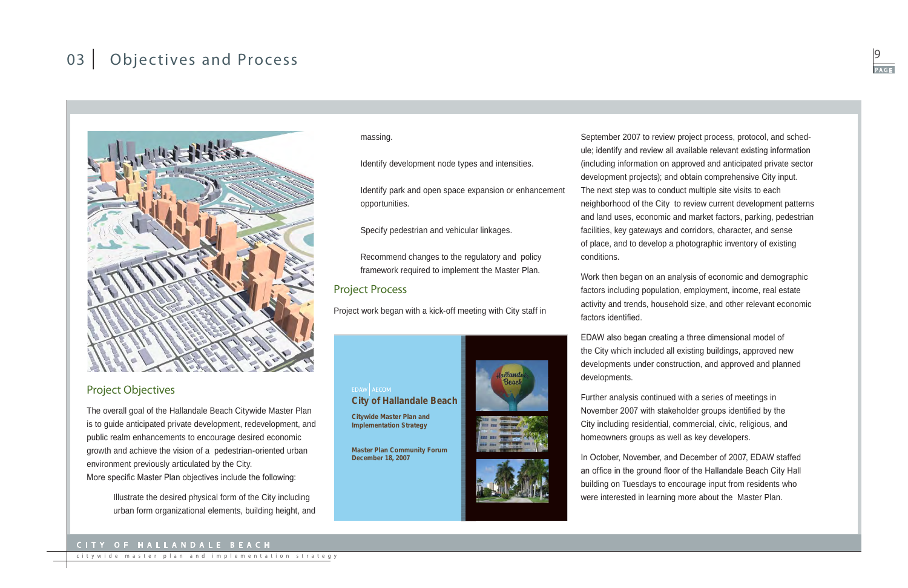# 03 | Objectives and Process

## Project Objectives

The overall goal of the Hallandale Beach Citywide Master Plan is to guide anticipated private development, redevelopment, and public realm enhancements to encourage desired economic growth and achieve the vision of a pedestrian-oriented urban environment previously articulated by the City.
More specific Master Plan objectives include the following:

- Illustrate the desired physical form of the City including urban form organizational elements, building height, and massing.
- Identify development node types and intensities.
- Identify park and open space expansion or enhancement opportunities.
- Specify pedestrian and vehicular linkages.
- Recommend changes to the regulatory and policy framework required to implement the Master Plan.

## Project Process

Project work began with a kick-off meeting with City staff in September 2007 to review project process, protocol, and schedule; identify and review all available relevant existing information (including information on approved and anticipated private sector development projects); and obtain comprehensive City input. The next step was to conduct multiple site visits to each neighborhood of the City to review current development patterns and land uses, economic and market factors, parking, pedestrian facilities, key gateways and corridors, character, and sense of place, and to develop a photographic inventory of existing conditions.

Work then began on an analysis of economic and demographic factors including population, employment, income, real estate activity and trends, household size, and other relevant economic factors identified.

EDAW also began creating a three dimensional model of the City which included all existing buildings, approved new developments under construction, and approved and planned developments.

Further analysis continued with a series of meetings in November 2007 with stakeholder groups identified by the City including residential, commercial, civic, religious, and homeowners groups as well as key developers.

In October, November, and December of 2007, EDAW staffed an office in the ground floor of the Hallandale Beach City Hall building on Tuesdays to encourage input from residents who were interested in learning more about the Master Plan.

EDAW | AECOM
**City of Hallandale Beach**
**Citywide Master Plan and Implementation Strategy**
**Master Plan Community Forum December 18, 2007**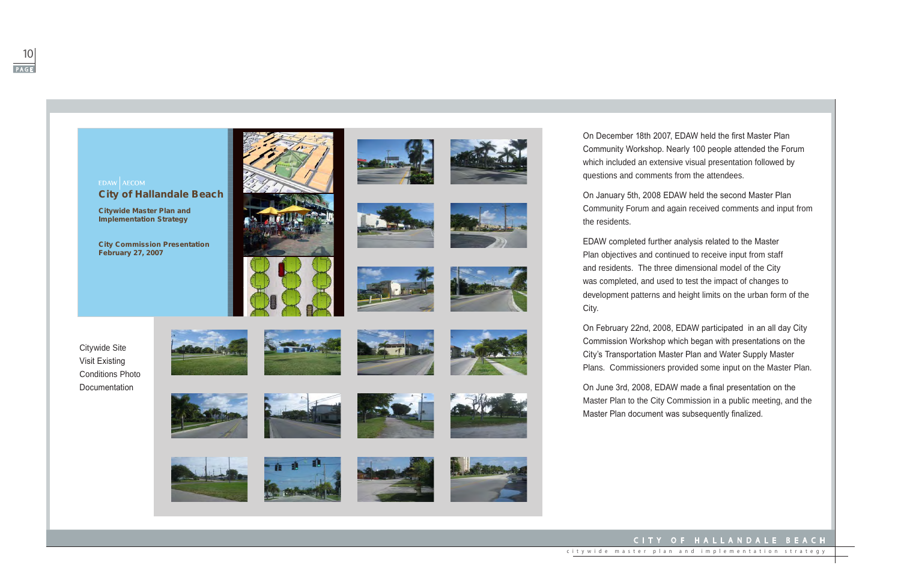EDAW | AECOM

**City of Hallandale Beach**

**Citywide Master Plan and Implementation Strategy**

**City Commission Presentation**
**February 27, 2007**

Citywide Site Visit Existing Conditions Photo Documentation

On December 18th 2007, EDAW held the first Master Plan Community Workshop. Nearly 100 people attended the Forum which included an extensive visual presentation followed by questions and comments from the attendees.

On January 5th, 2008 EDAW held the second Master Plan Community Forum and again received comments and input from the residents.

EDAW completed further analysis related to the Master Plan objectives and continued to receive input from staff and residents. The three dimensional model of the City was completed, and used to test the impact of changes to development patterns and height limits on the urban form of the City.

On February 22nd, 2008, EDAW participated in an all day City Commission Workshop which began with presentations on the City's Transportation Master Plan and Water Supply Master Plans. Commissioners provided some input on the Master Plan.

On June 3rd, 2008, EDAW made a final presentation on the Master Plan to the City Commission in a public meeting, and the Master Plan document was subsequently finalized.